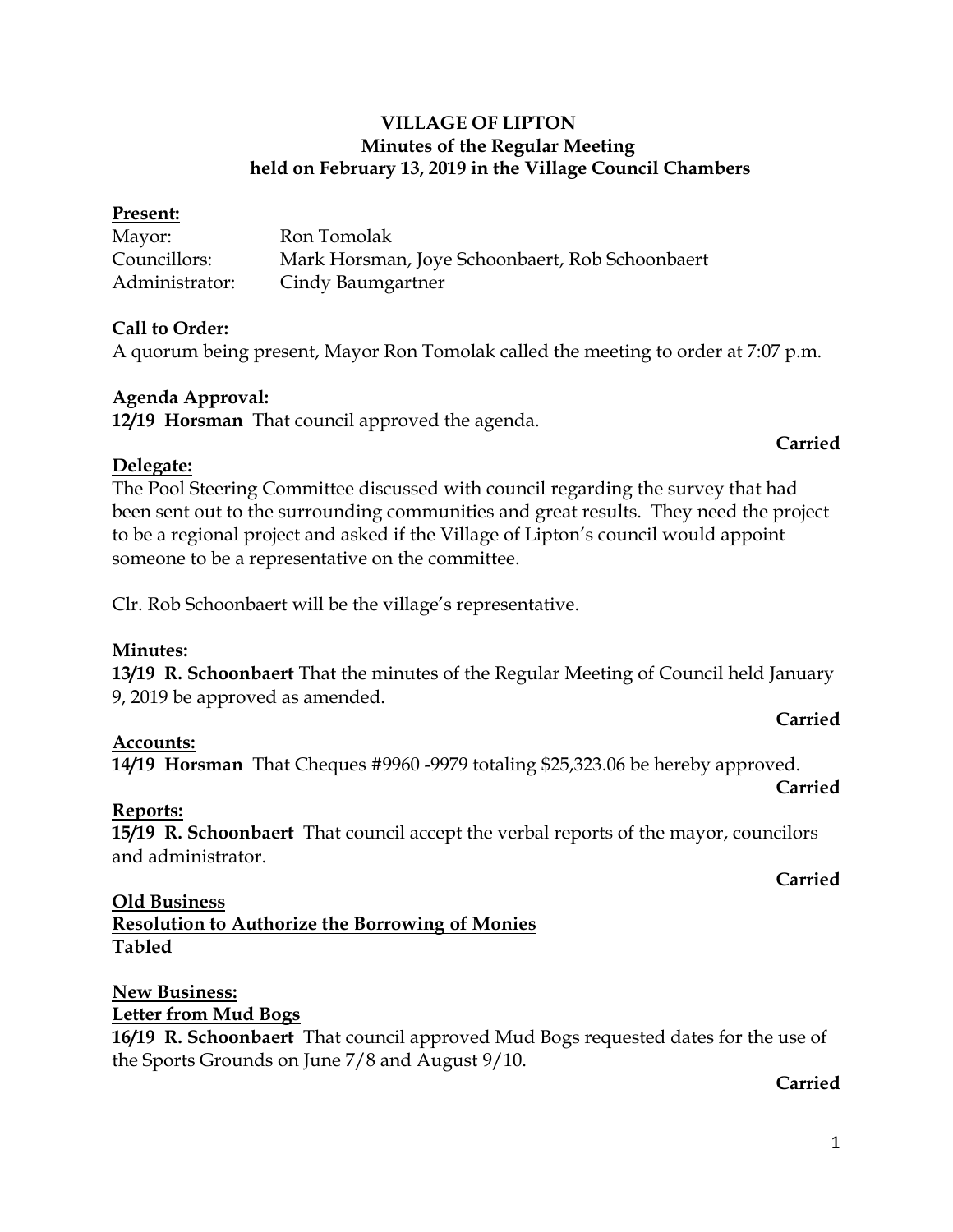**VILLAGE OF LIPTON**
**Minutes of the Regular Meeting**
**held on February 13, 2019 in the Village Council Chambers**

**Present:**

Mayor: Ron Tomolak
Councillors: Mark Horsman, Joye Schoonbaert, Rob Schoonbaert
Administrator: Cindy Baumgartner

**Call to Order:**
A quorum being present, Mayor Ron Tomolak called the meeting to order at 7:07 p.m.

**Agenda Approval:**
**12/19 Horsman** That council approved the agenda.

**Carried**

**Delegate:**
The Pool Steering Committee discussed with council regarding the survey that had been sent out to the surrounding communities and great results. They need the project to be a regional project and asked if the Village of Lipton's council would appoint someone to be a representative on the committee.

Clr. Rob Schoonbaert will be the village's representative.

**Minutes:**
**13/19 R. Schoonbaert** That the minutes of the Regular Meeting of Council held January 9, 2019 be approved as amended.

**Carried**

**Accounts:**
**14/19 Horsman** That Cheques #9960 -9979 totaling $25,323.06 be hereby approved.

**Carried**

**Reports:**
**15/19 R. Schoonbaert** That council accept the verbal reports of the mayor, councilors and administrator.

**Carried**

**Old Business**
**Resolution to Authorize the Borrowing of Monies**
**Tabled**

**New Business:**
**Letter from Mud Bogs**
**16/19 R. Schoonbaert** That council approved Mud Bogs requested dates for the use of the Sports Grounds on June 7/8 and August 9/10.

**Carried**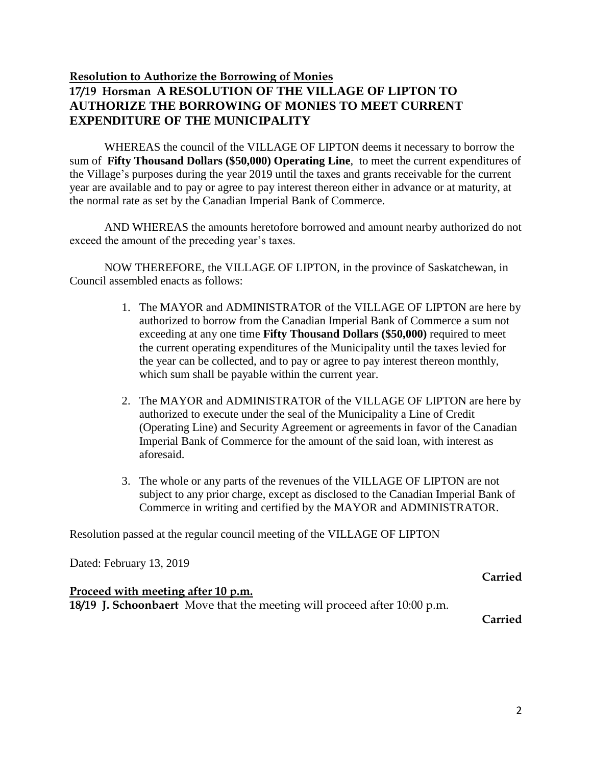## Resolution to Authorize the Borrowing of Monies

**17/19 Horsman A RESOLUTION OF THE VILLAGE OF LIPTON TO AUTHORIZE THE BORROWING OF MONIES TO MEET CURRENT EXPENDITURE OF THE MUNICIPALITY**

WHEREAS the council of the VILLAGE OF LIPTON deems it necessary to borrow the sum of **Fifty Thousand Dollars ($50,000) Operating Line**, to meet the current expenditures of the Village's purposes during the year 2019 until the taxes and grants receivable for the current year are available and to pay or agree to pay interest thereon either in advance or at maturity, at the normal rate as set by the Canadian Imperial Bank of Commerce.

AND WHEREAS the amounts heretofore borrowed and amount nearby authorized do not exceed the amount of the preceding year's taxes.

NOW THEREFORE, the VILLAGE OF LIPTON, in the province of Saskatchewan, in Council assembled enacts as follows:

1. The MAYOR and ADMINISTRATOR of the VILLAGE OF LIPTON are here by authorized to borrow from the Canadian Imperial Bank of Commerce a sum not exceeding at any one time **Fifty Thousand Dollars ($50,000)** required to meet the current operating expenditures of the Municipality until the taxes levied for the year can be collected, and to pay or agree to pay interest thereon monthly, which sum shall be payable within the current year.
2. The MAYOR and ADMINISTRATOR of the VILLAGE OF LIPTON are here by authorized to execute under the seal of the Municipality a Line of Credit (Operating Line) and Security Agreement or agreements in favor of the Canadian Imperial Bank of Commerce for the amount of the said loan, with interest as aforesaid.
3. The whole or any parts of the revenues of the VILLAGE OF LIPTON are not subject to any prior charge, except as disclosed to the Canadian Imperial Bank of Commerce in writing and certified by the MAYOR and ADMINISTRATOR.

Resolution passed at the regular council meeting of the VILLAGE OF LIPTON

Dated: February 13, 2019

**Carried**

## Proceed with meeting after 10 p.m.

**18/19 J. Schoonbaert** Move that the meeting will proceed after 10:00 p.m.

**Carried**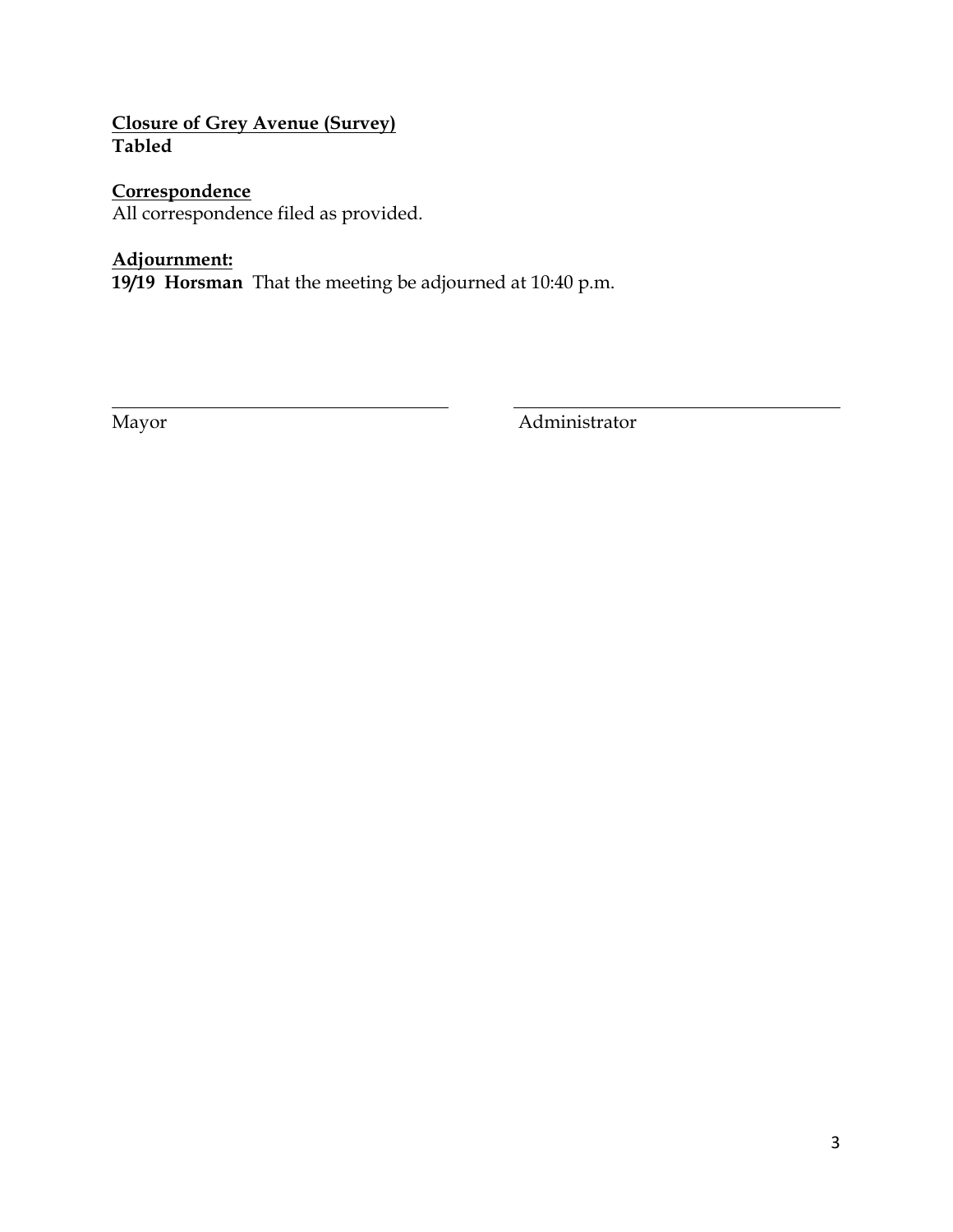**<u>Closure of Grey Avenue (Survey)</u>**
**Tabled**

**<u>Correspondence</u>**
All correspondence filed as provided.

**<u>Adjournment:</u>**
**19/19 Horsman** That the meeting be adjourned at 10:40 p.m.

\_\_\_\_\_\_\_\_\_\_\_\_\_\_\_\_\_\_\_\_\_\_\_\_\_\_\_\_\_\_ \_\_\_\_\_\_\_\_\_\_\_\_\_\_\_\_\_\_\_\_\_\_\_\_\_\_\_\_\_\_

Mayor Administrator